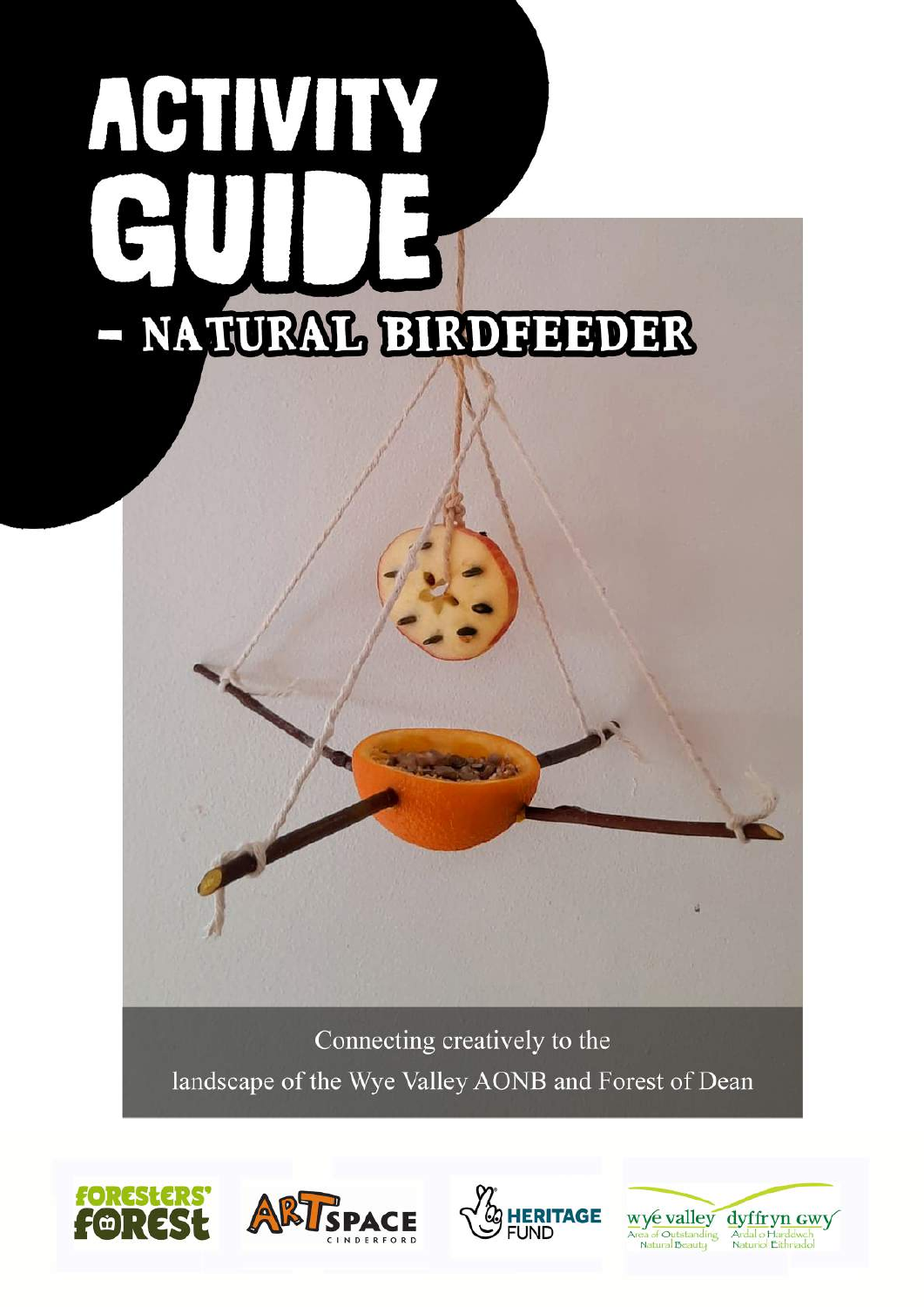# ACTIVITY GUIDE

## - NATURAL BIRDFEEDER

Connecting creatively to the landscape of the Wye Valley AONB and Forest of Dean

Foresters' Forest

ARTSPACE CINDERFORD

HERITAGE FUND

wye valley Area of Outstanding Natural Beauty

dyffryn gwy Ardal o Harddwch Naturiol Eithriadol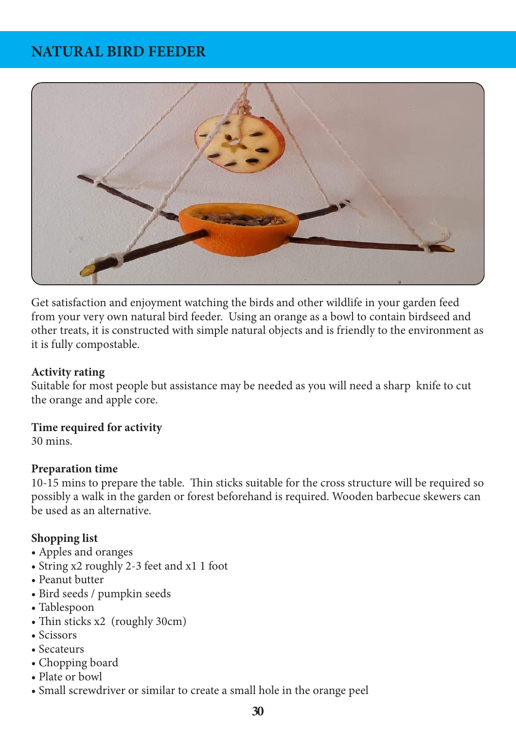# NATURAL BIRD FEEDER

Get satisfaction and enjoyment watching the birds and other wildlife in your garden feed from your very own natural bird feeder. Using an orange as a bowl to contain birdseed and other treats, it is constructed with simple natural objects and is friendly to the environment as it is fully compostable.

**Activity rating**

Suitable for most people but assistance may be needed as you will need a sharp knife to cut the orange and apple core.

**Time required for activity**

30 mins.

**Preparation time**

10-15 mins to prepare the table. Thin sticks suitable for the cross structure will be required so possibly a walk in the garden or forest beforehand is required. Wooden barbecue skewers can be used as an alternative.

**Shopping list**

- Apples and oranges
- String x2 roughly 2-3 feet and x1 1 foot
- Peanut butter
- Bird seeds / pumpkin seeds
- Tablespoon
- Thin sticks x2 (roughly 30cm)
- Scissors
- Secateurs
- Chopping board
- Plate or bowl
- Small screwdriver or similar to create a small hole in the orange peel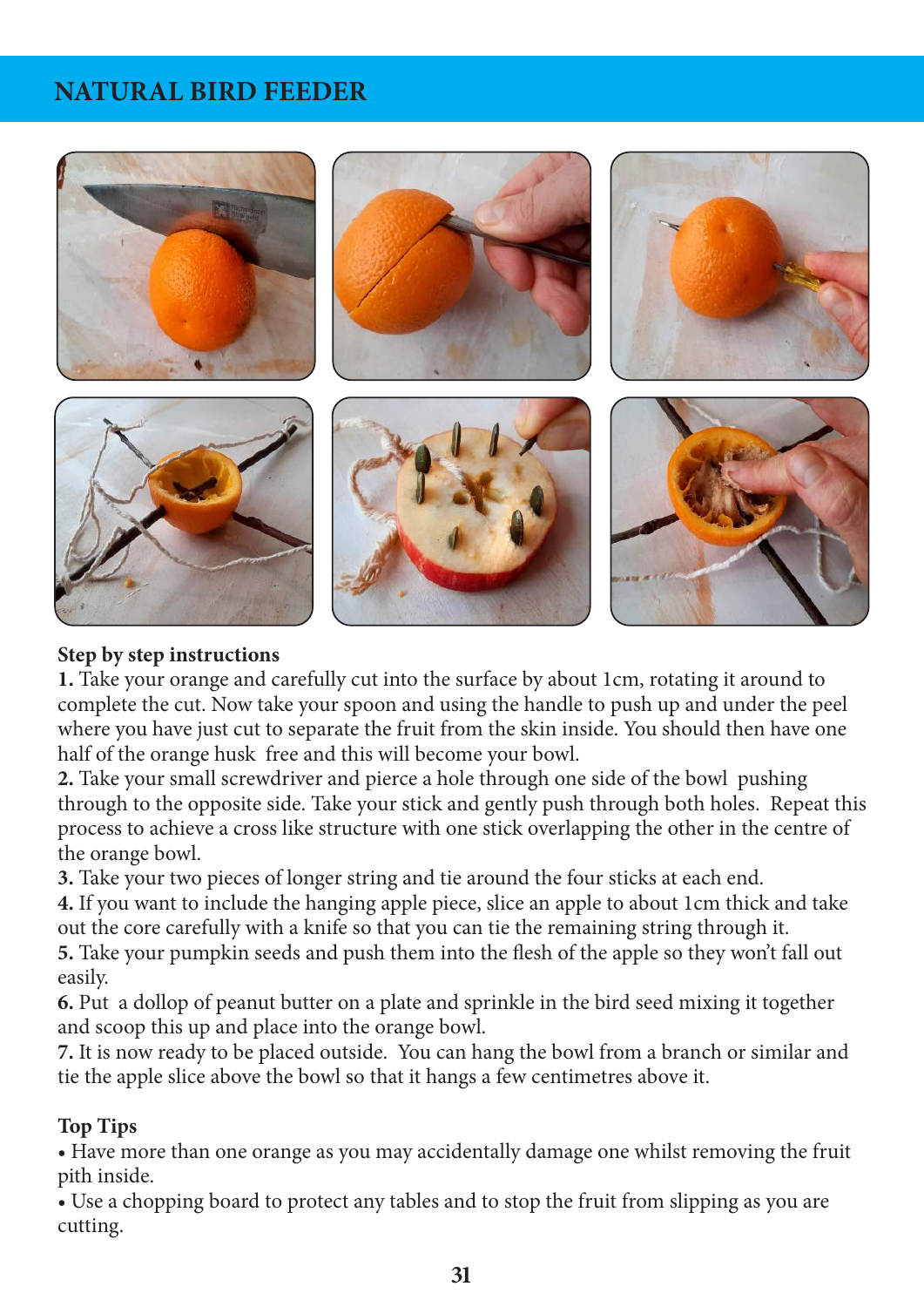# NATURAL BIRD FEEDER

**Step by step instructions**

**1.** Take your orange and carefully cut into the surface by about 1cm, rotating it around to complete the cut. Now take your spoon and using the handle to push up and under the peel where you have just cut to separate the fruit from the skin inside. You should then have one half of the orange husk free and this will become your bowl.

**2.** Take your small screwdriver and pierce a hole through one side of the bowl pushing through to the opposite side. Take your stick and gently push through both holes. Repeat this process to achieve a cross like structure with one stick overlapping the other in the centre of the orange bowl.

**3.** Take your two pieces of longer string and tie around the four sticks at each end.

**4.** If you want to include the hanging apple piece, slice an apple to about 1cm thick and take out the core carefully with a knife so that you can tie the remaining string through it.

**5.** Take your pumpkin seeds and push them into the flesh of the apple so they won't fall out easily.

**6.** Put a dollop of peanut butter on a plate and sprinkle in the bird seed mixing it together and scoop this up and place into the orange bowl.

**7.** It is now ready to be placed outside. You can hang the bowl from a branch or similar and tie the apple slice above the bowl so that it hangs a few centimetres above it.

**Top Tips**

- Have more than one orange as you may accidentally damage one whilst removing the fruit pith inside.
- Use a chopping board to protect any tables and to stop the fruit from slipping as you are cutting.